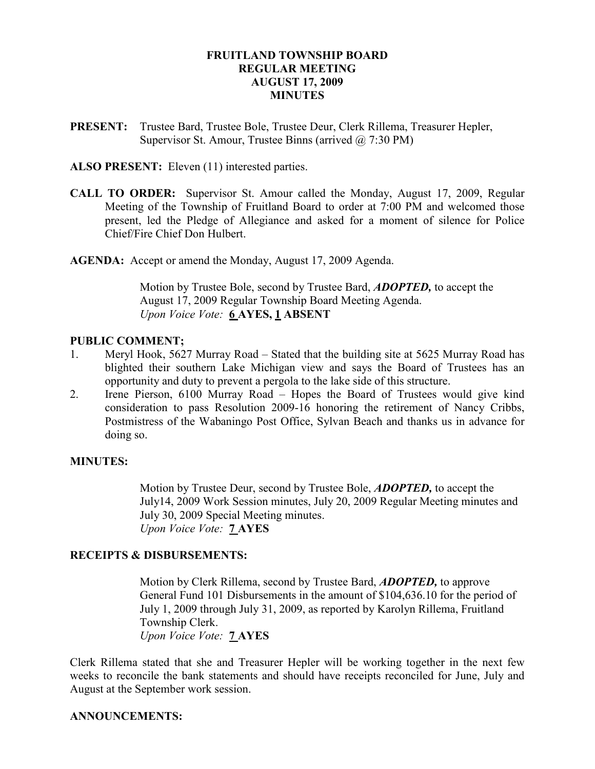# FRUITLAND TOWNSHIP BOARD
# REGULAR MEETING
# AUGUST 17, 2009
# MINUTES

**PRESENT:** Trustee Bard, Trustee Bole, Trustee Deur, Clerk Rillema, Treasurer Hepler, Supervisor St. Amour, Trustee Binns (arrived @ 7:30 PM)

**ALSO PRESENT:** Eleven (11) interested parties.

**CALL TO ORDER:** Supervisor St. Amour called the Monday, August 17, 2009, Regular Meeting of the Township of Fruitland Board to order at 7:00 PM and welcomed those present, led the Pledge of Allegiance and asked for a moment of silence for Police Chief/Fire Chief Don Hulbert.

**AGENDA:** Accept or amend the Monday, August 17, 2009 Agenda.

> Motion by Trustee Bole, second by Trustee Bard, ***ADOPTED,*** to accept the August 17, 2009 Regular Township Board Meeting Agenda.
> *Upon Voice Vote:* **6 AYES, 1 ABSENT**

**PUBLIC COMMENT;**

1. Meryl Hook, 5627 Murray Road – Stated that the building site at 5625 Murray Road has blighted their southern Lake Michigan view and says the Board of Trustees has an opportunity and duty to prevent a pergola to the lake side of this structure.
2. Irene Pierson, 6100 Murray Road – Hopes the Board of Trustees would give kind consideration to pass Resolution 2009-16 honoring the retirement of Nancy Cribbs, Postmistress of the Wabaningo Post Office, Sylvan Beach and thanks us in advance for doing so.

**MINUTES:**

> Motion by Trustee Deur, second by Trustee Bole, ***ADOPTED,*** to accept the July14, 2009 Work Session minutes, July 20, 2009 Regular Meeting minutes and July 30, 2009 Special Meeting minutes.
> *Upon Voice Vote:* **7 AYES**

**RECEIPTS & DISBURSEMENTS:**

> Motion by Clerk Rillema, second by Trustee Bard, ***ADOPTED,*** to approve General Fund 101 Disbursements in the amount of $104,636.10 for the period of July 1, 2009 through July 31, 2009, as reported by Karolyn Rillema, Fruitland Township Clerk.
> *Upon Voice Vote:* **7 AYES**

Clerk Rillema stated that she and Treasurer Hepler will be working together in the next few weeks to reconcile the bank statements and should have receipts reconciled for June, July and August at the September work session.

**ANNOUNCEMENTS:**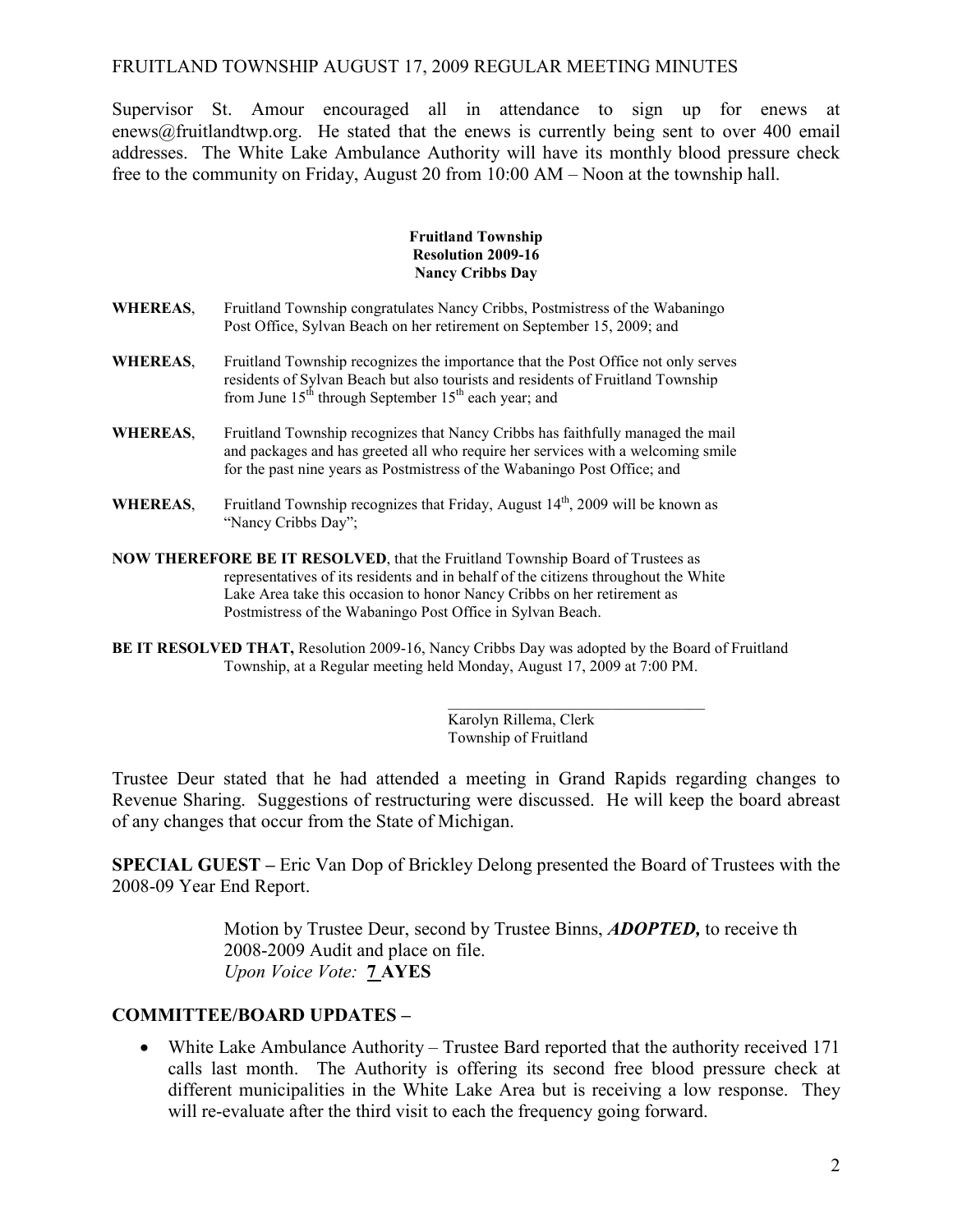Supervisor St. Amour encouraged all in attendance to sign up for enews at enews@fruitlandtwp.org. He stated that the enews is currently being sent to over 400 email addresses. The White Lake Ambulance Authority will have its monthly blood pressure check free to the community on Friday, August 20 from 10:00 AM – Noon at the township hall.

**Fruitland Township**
**Resolution 2009-16**
**Nancy Cribbs Day**

**WHEREAS**, Fruitland Township congratulates Nancy Cribbs, Postmistress of the Wabaningo Post Office, Sylvan Beach on her retirement on September 15, 2009; and

**WHEREAS**, Fruitland Township recognizes the importance that the Post Office not only serves residents of Sylvan Beach but also tourists and residents of Fruitland Township from June 15th through September 15th each year; and

**WHEREAS**, Fruitland Township recognizes that Nancy Cribbs has faithfully managed the mail and packages and has greeted all who require her services with a welcoming smile for the past nine years as Postmistress of the Wabaningo Post Office; and

**WHEREAS**, Fruitland Township recognizes that Friday, August 14th, 2009 will be known as "Nancy Cribbs Day";

**NOW THEREFORE BE IT RESOLVED**, that the Fruitland Township Board of Trustees as representatives of its residents and in behalf of the citizens throughout the White Lake Area take this occasion to honor Nancy Cribbs on her retirement as Postmistress of the Wabaningo Post Office in Sylvan Beach.

**BE IT RESOLVED THAT,** Resolution 2009-16, Nancy Cribbs Day was adopted by the Board of Fruitland Township, at a Regular meeting held Monday, August 17, 2009 at 7:00 PM.

\_\_\_\_\_\_\_\_\_\_\_\_\_\_\_\_\_\_\_\_\_\_\_\_\_\_\_\_\_\_\_\_
Karolyn Rillema, Clerk
Township of Fruitland

Trustee Deur stated that he had attended a meeting in Grand Rapids regarding changes to Revenue Sharing. Suggestions of restructuring were discussed. He will keep the board abreast of any changes that occur from the State of Michigan.

**SPECIAL GUEST –** Eric Van Dop of Brickley Delong presented the Board of Trustees with the 2008-09 Year End Report.

> Motion by Trustee Deur, second by Trustee Binns, ***ADOPTED,*** to receive th 2008-2009 Audit and place on file.
> *Upon Voice Vote:* **7 AYES**

## COMMITTEE/BOARD UPDATES –

- White Lake Ambulance Authority – Trustee Bard reported that the authority received 171 calls last month. The Authority is offering its second free blood pressure check at different municipalities in the White Lake Area but is receiving a low response. They will re-evaluate after the third visit to each the frequency going forward.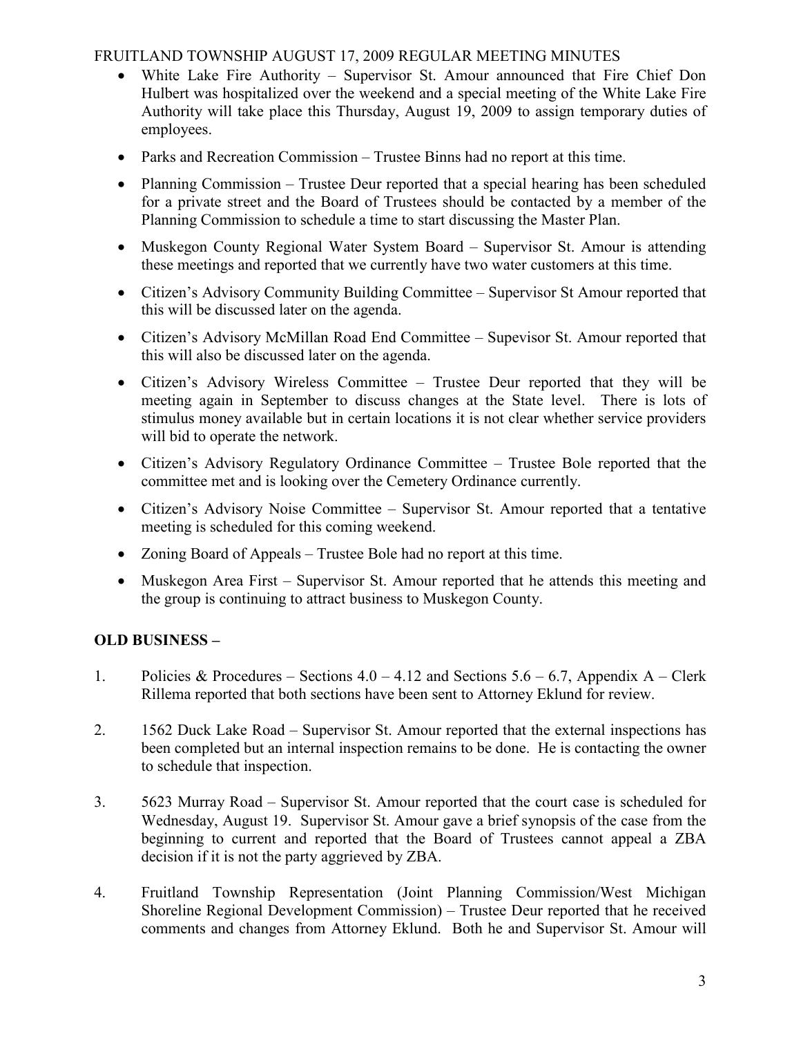- White Lake Fire Authority – Supervisor St. Amour announced that Fire Chief Don Hulbert was hospitalized over the weekend and a special meeting of the White Lake Fire Authority will take place this Thursday, August 19, 2009 to assign temporary duties of employees.
- Parks and Recreation Commission – Trustee Binns had no report at this time.
- Planning Commission – Trustee Deur reported that a special hearing has been scheduled for a private street and the Board of Trustees should be contacted by a member of the Planning Commission to schedule a time to start discussing the Master Plan.
- Muskegon County Regional Water System Board – Supervisor St. Amour is attending these meetings and reported that we currently have two water customers at this time.
- Citizen's Advisory Community Building Committee – Supervisor St Amour reported that this will be discussed later on the agenda.
- Citizen's Advisory McMillan Road End Committee – Supevisor St. Amour reported that this will also be discussed later on the agenda.
- Citizen's Advisory Wireless Committee – Trustee Deur reported that they will be meeting again in September to discuss changes at the State level. There is lots of stimulus money available but in certain locations it is not clear whether service providers will bid to operate the network.
- Citizen's Advisory Regulatory Ordinance Committee – Trustee Bole reported that the committee met and is looking over the Cemetery Ordinance currently.
- Citizen's Advisory Noise Committee – Supervisor St. Amour reported that a tentative meeting is scheduled for this coming weekend.
- Zoning Board of Appeals – Trustee Bole had no report at this time.
- Muskegon Area First – Supervisor St. Amour reported that he attends this meeting and the group is continuing to attract business to Muskegon County.

**OLD BUSINESS –**

1. Policies & Procedures – Sections 4.0 – 4.12 and Sections 5.6 – 6.7, Appendix A – Clerk Rillema reported that both sections have been sent to Attorney Eklund for review.

2. 1562 Duck Lake Road – Supervisor St. Amour reported that the external inspections has been completed but an internal inspection remains to be done. He is contacting the owner to schedule that inspection.

3. 5623 Murray Road – Supervisor St. Amour reported that the court case is scheduled for Wednesday, August 19. Supervisor St. Amour gave a brief synopsis of the case from the beginning to current and reported that the Board of Trustees cannot appeal a ZBA decision if it is not the party aggrieved by ZBA.

4. Fruitland Township Representation (Joint Planning Commission/West Michigan Shoreline Regional Development Commission) – Trustee Deur reported that he received comments and changes from Attorney Eklund. Both he and Supervisor St. Amour will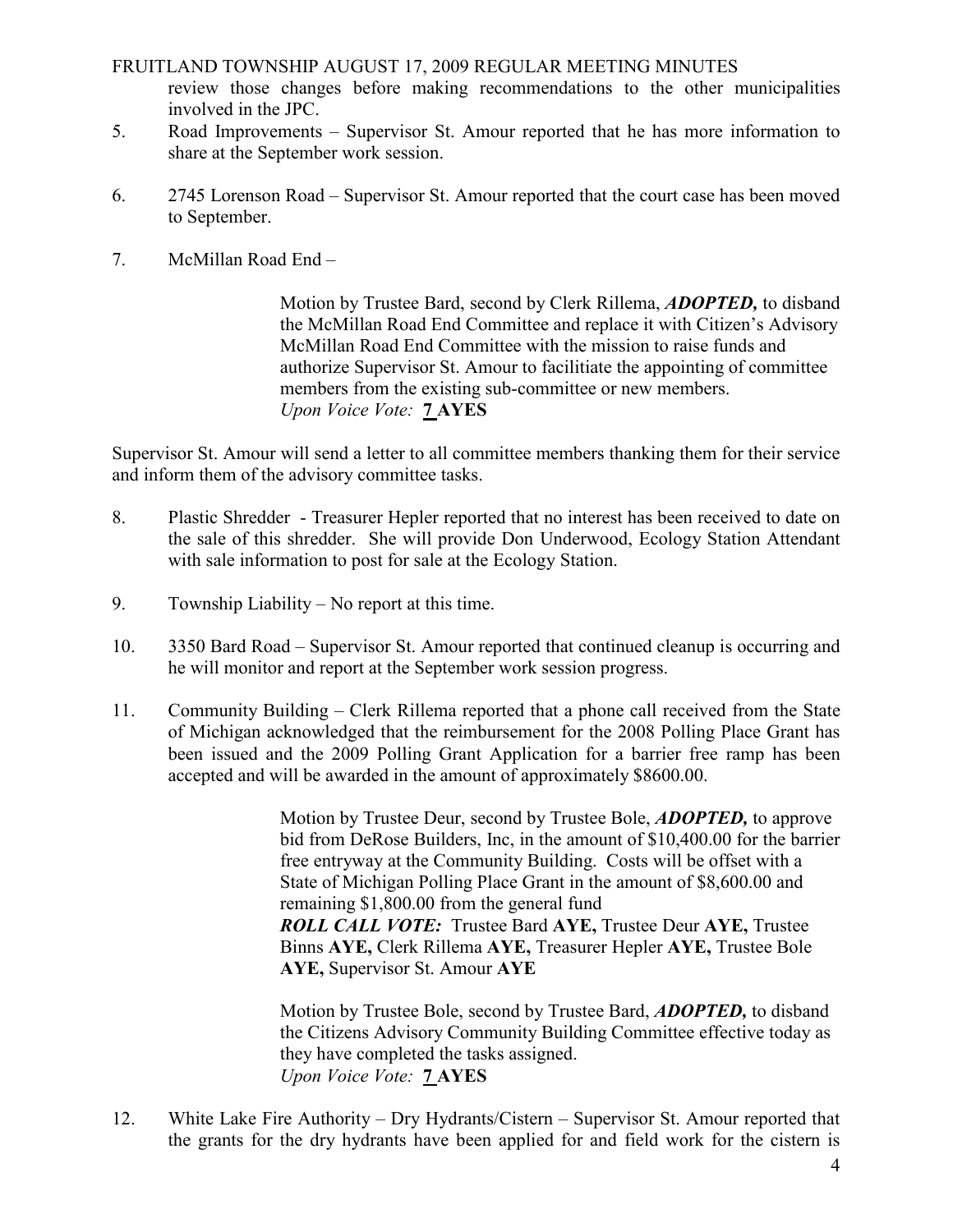review those changes before making recommendations to the other municipalities involved in the JPC.

5. Road Improvements – Supervisor St. Amour reported that he has more information to share at the September work session.

6. 2745 Lorenson Road – Supervisor St. Amour reported that the court case has been moved to September.

7. McMillan Road End –

   Motion by Trustee Bard, second by Clerk Rillema, ***ADOPTED,*** to disband the McMillan Road End Committee and replace it with Citizen's Advisory McMillan Road End Committee with the mission to raise funds and authorize Supervisor St. Amour to facilitiate the appointing of committee members from the existing sub-committee or new members.
   *Upon Voice Vote:* **7 AYES**

Supervisor St. Amour will send a letter to all committee members thanking them for their service and inform them of the advisory committee tasks.

8. Plastic Shredder - Treasurer Hepler reported that no interest has been received to date on the sale of this shredder. She will provide Don Underwood, Ecology Station Attendant with sale information to post for sale at the Ecology Station.

9. Township Liability – No report at this time.

10. 3350 Bard Road – Supervisor St. Amour reported that continued cleanup is occurring and he will monitor and report at the September work session progress.

11. Community Building – Clerk Rillema reported that a phone call received from the State of Michigan acknowledged that the reimbursement for the 2008 Polling Place Grant has been issued and the 2009 Polling Grant Application for a barrier free ramp has been accepted and will be awarded in the amount of approximately $8600.00.

    Motion by Trustee Deur, second by Trustee Bole, ***ADOPTED,*** to approve bid from DeRose Builders, Inc, in the amount of $10,400.00 for the barrier free entryway at the Community Building. Costs will be offset with a State of Michigan Polling Place Grant in the amount of $8,600.00 and remaining $1,800.00 from the general fund
    ***ROLL CALL VOTE:*** Trustee Bard **AYE,** Trustee Deur **AYE,** Trustee Binns **AYE,** Clerk Rillema **AYE,** Treasurer Hepler **AYE,** Trustee Bole **AYE,** Supervisor St. Amour **AYE**

    Motion by Trustee Bole, second by Trustee Bard, ***ADOPTED,*** to disband the Citizens Advisory Community Building Committee effective today as they have completed the tasks assigned.
    *Upon Voice Vote:* **7 AYES**

12. White Lake Fire Authority – Dry Hydrants/Cistern – Supervisor St. Amour reported that the grants for the dry hydrants have been applied for and field work for the cistern is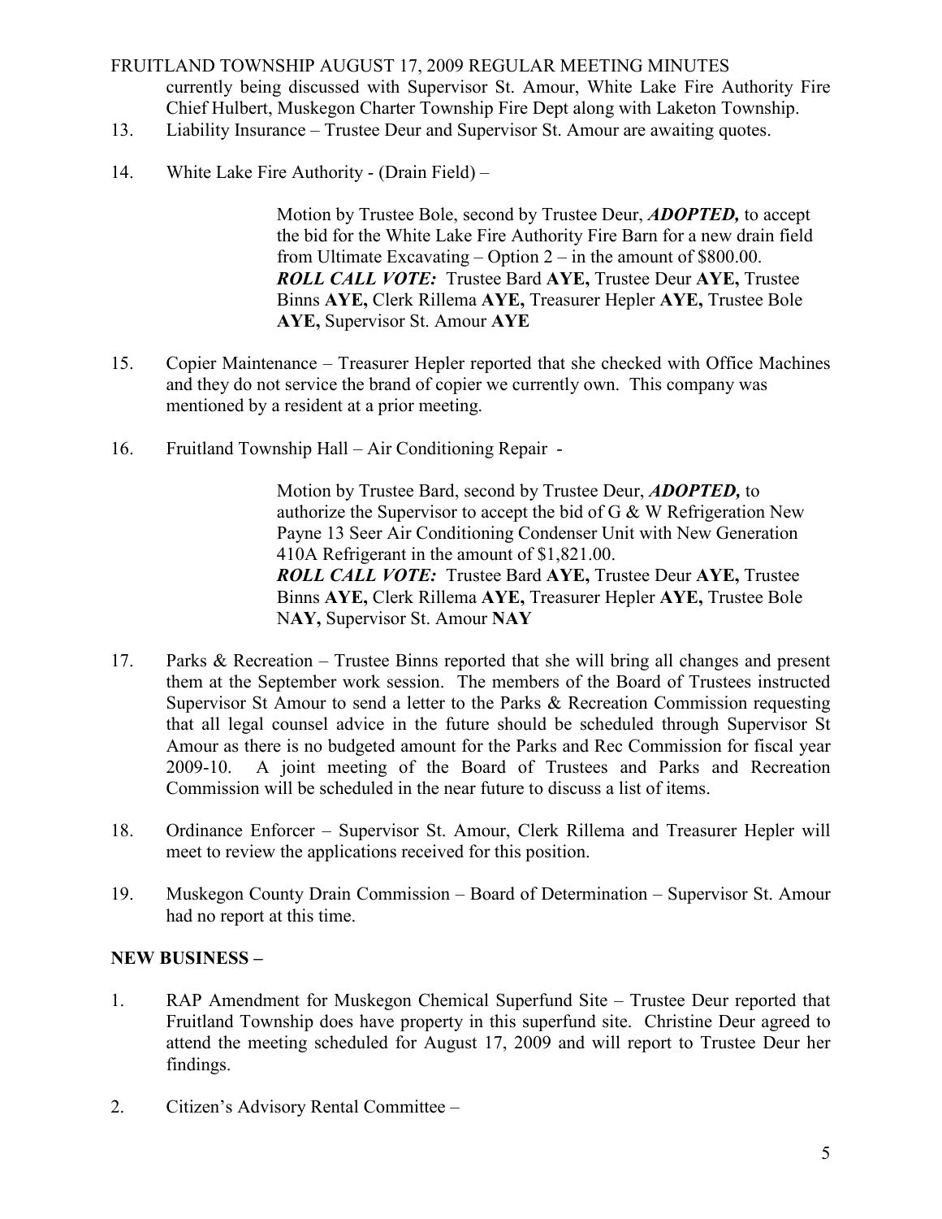currently being discussed with Supervisor St. Amour, White Lake Fire Authority Fire Chief Hulbert, Muskegon Charter Township Fire Dept along with Laketon Township.

13. Liability Insurance – Trustee Deur and Supervisor St. Amour are awaiting quotes.

14. White Lake Fire Authority - (Drain Field) –

    Motion by Trustee Bole, second by Trustee Deur, ***ADOPTED,*** to accept the bid for the White Lake Fire Authority Fire Barn for a new drain field from Ultimate Excavating – Option 2 – in the amount of $800.00.
    ***ROLL CALL VOTE:*** Trustee Bard **AYE,** Trustee Deur **AYE,** Trustee Binns **AYE,** Clerk Rillema **AYE,** Treasurer Hepler **AYE,** Trustee Bole **AYE,** Supervisor St. Amour **AYE**

15. Copier Maintenance – Treasurer Hepler reported that she checked with Office Machines and they do not service the brand of copier we currently own. This company was mentioned by a resident at a prior meeting.

16. Fruitland Township Hall – Air Conditioning Repair -

    Motion by Trustee Bard, second by Trustee Deur, ***ADOPTED,*** to authorize the Supervisor to accept the bid of G & W Refrigeration New Payne 13 Seer Air Conditioning Condenser Unit with New Generation 410A Refrigerant in the amount of $1,821.00.
    ***ROLL CALL VOTE:*** Trustee Bard **AYE,** Trustee Deur **AYE,** Trustee Binns **AYE,** Clerk Rillema **AYE,** Treasurer Hepler **AYE,** Trustee Bole N**AY,** Supervisor St. Amour **NAY**

17. Parks & Recreation – Trustee Binns reported that she will bring all changes and present them at the September work session. The members of the Board of Trustees instructed Supervisor St Amour to send a letter to the Parks & Recreation Commission requesting that all legal counsel advice in the future should be scheduled through Supervisor St Amour as there is no budgeted amount for the Parks and Rec Commission for fiscal year 2009-10. A joint meeting of the Board of Trustees and Parks and Recreation Commission will be scheduled in the near future to discuss a list of items.

18. Ordinance Enforcer – Supervisor St. Amour, Clerk Rillema and Treasurer Hepler will meet to review the applications received for this position.

19. Muskegon County Drain Commission – Board of Determination – Supervisor St. Amour had no report at this time.

**NEW BUSINESS –**

1. RAP Amendment for Muskegon Chemical Superfund Site – Trustee Deur reported that Fruitland Township does have property in this superfund site. Christine Deur agreed to attend the meeting scheduled for August 17, 2009 and will report to Trustee Deur her findings.

2. Citizen's Advisory Rental Committee –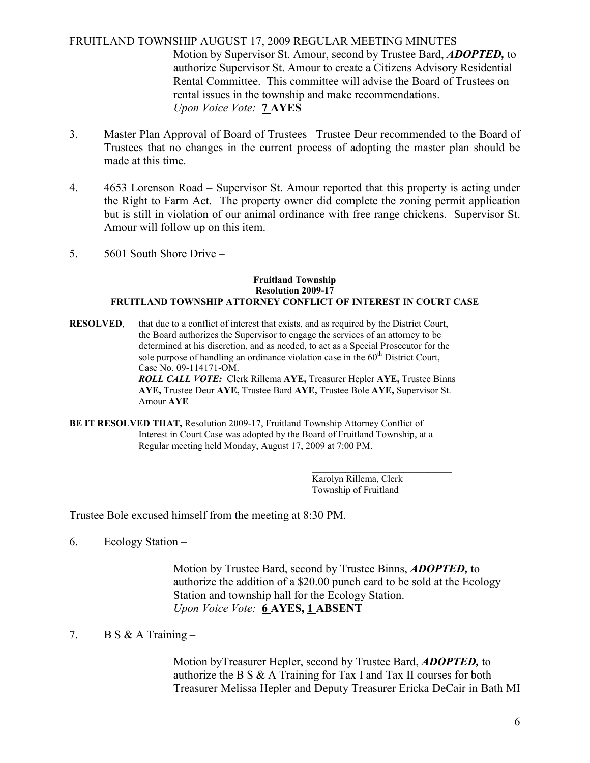Motion by Supervisor St. Amour, second by Trustee Bard, ***ADOPTED,*** to authorize Supervisor St. Amour to create a Citizens Advisory Residential Rental Committee. This committee will advise the Board of Trustees on rental issues in the township and make recommendations.
*Upon Voice Vote:* **7 AYES**

3. Master Plan Approval of Board of Trustees –Trustee Deur recommended to the Board of Trustees that no changes in the current process of adopting the master plan should be made at this time.

4. 4653 Lorenson Road – Supervisor St. Amour reported that this property is acting under the Right to Farm Act. The property owner did complete the zoning permit application but is still in violation of our animal ordinance with free range chickens. Supervisor St. Amour will follow up on this item.

5. 5601 South Shore Drive –

**Fruitland Township**
**Resolution 2009-17**
**FRUITLAND TOWNSHIP ATTORNEY CONFLICT OF INTEREST IN COURT CASE**

**RESOLVED**, that due to a conflict of interest that exists, and as required by the District Court, the Board authorizes the Supervisor to engage the services of an attorney to be determined at his discretion, and as needed, to act as a Special Prosecutor for the sole purpose of handling an ordinance violation case in the 60th District Court, Case No. 09-114171-OM.
***ROLL CALL VOTE:*** Clerk Rillema **AYE,** Treasurer Hepler **AYE,** Trustee Binns **AYE,** Trustee Deur **AYE,** Trustee Bard **AYE,** Trustee Bole **AYE,** Supervisor St. Amour **AYE**

**BE IT RESOLVED THAT,** Resolution 2009-17, Fruitland Township Attorney Conflict of Interest in Court Case was adopted by the Board of Fruitland Township, at a Regular meeting held Monday, August 17, 2009 at 7:00 PM.

_____________________________
Karolyn Rillema, Clerk
Township of Fruitland

Trustee Bole excused himself from the meeting at 8:30 PM.

6. Ecology Station –

Motion by Trustee Bard, second by Trustee Binns, ***ADOPTED,*** to authorize the addition of a $20.00 punch card to be sold at the Ecology Station and township hall for the Ecology Station.
*Upon Voice Vote:* **6 AYES, 1 ABSENT**

7. B S & A Training –

Motion byTreasurer Hepler, second by Trustee Bard, ***ADOPTED,*** to authorize the B S & A Training for Tax I and Tax II courses for both Treasurer Melissa Hepler and Deputy Treasurer Ericka DeCair in Bath MI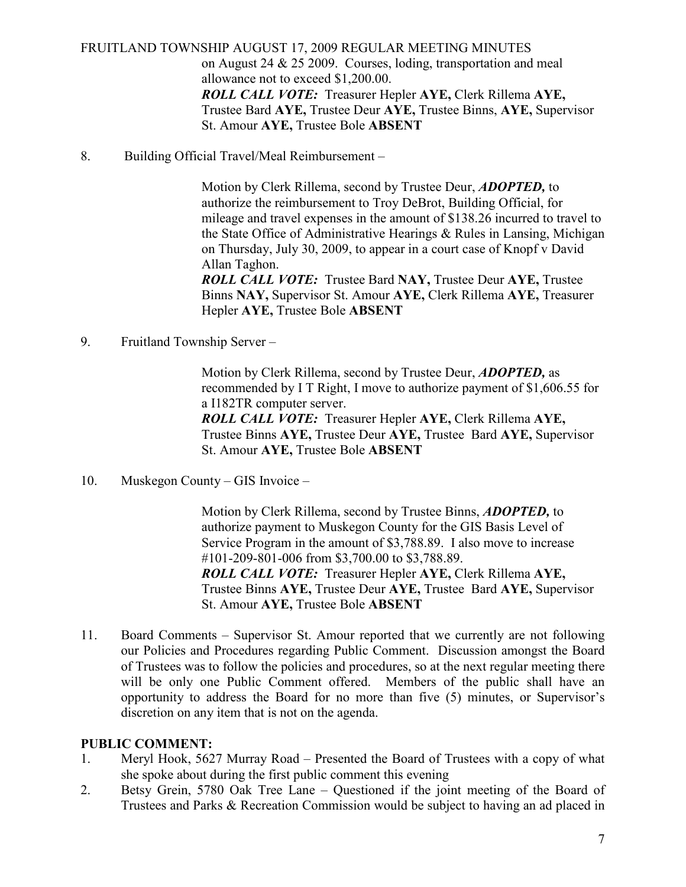on August 24 & 25 2009. Courses, loding, transportation and meal allowance not to exceed $1,200.00.
***ROLL CALL VOTE:*** Treasurer Hepler **AYE,** Clerk Rillema **AYE,** Trustee Bard **AYE,** Trustee Deur **AYE,** Trustee Binns, **AYE,** Supervisor St. Amour **AYE,** Trustee Bole **ABSENT**

8. Building Official Travel/Meal Reimbursement –

   Motion by Clerk Rillema, second by Trustee Deur, ***ADOPTED,*** to authorize the reimbursement to Troy DeBrot, Building Official, for mileage and travel expenses in the amount of $138.26 incurred to travel to the State Office of Administrative Hearings & Rules in Lansing, Michigan on Thursday, July 30, 2009, to appear in a court case of Knopf v David Allan Taghon.
   ***ROLL CALL VOTE:*** Trustee Bard **NAY,** Trustee Deur **AYE,** Trustee Binns **NAY,** Supervisor St. Amour **AYE,** Clerk Rillema **AYE,** Treasurer Hepler **AYE,** Trustee Bole **ABSENT**

9. Fruitland Township Server –

   Motion by Clerk Rillema, second by Trustee Deur, ***ADOPTED,*** as recommended by I T Right, I move to authorize payment of $1,606.55 for a I182TR computer server.
   ***ROLL CALL VOTE:*** Treasurer Hepler **AYE,** Clerk Rillema **AYE,** Trustee Binns **AYE,** Trustee Deur **AYE,** Trustee Bard **AYE,** Supervisor St. Amour **AYE,** Trustee Bole **ABSENT**

10. Muskegon County – GIS Invoice –

    Motion by Clerk Rillema, second by Trustee Binns, ***ADOPTED,*** to authorize payment to Muskegon County for the GIS Basis Level of Service Program in the amount of $3,788.89. I also move to increase #101-209-801-006 from $3,700.00 to $3,788.89.
    ***ROLL CALL VOTE:*** Treasurer Hepler **AYE,** Clerk Rillema **AYE,** Trustee Binns **AYE,** Trustee Deur **AYE,** Trustee Bard **AYE,** Supervisor St. Amour **AYE,** Trustee Bole **ABSENT**

11. Board Comments – Supervisor St. Amour reported that we currently are not following our Policies and Procedures regarding Public Comment. Discussion amongst the Board of Trustees was to follow the policies and procedures, so at the next regular meeting there will be only one Public Comment offered. Members of the public shall have an opportunity to address the Board for no more than five (5) minutes, or Supervisor's discretion on any item that is not on the agenda.

**PUBLIC COMMENT:**

1. Meryl Hook, 5627 Murray Road – Presented the Board of Trustees with a copy of what she spoke about during the first public comment this evening
2. Betsy Grein, 5780 Oak Tree Lane – Questioned if the joint meeting of the Board of Trustees and Parks & Recreation Commission would be subject to having an ad placed in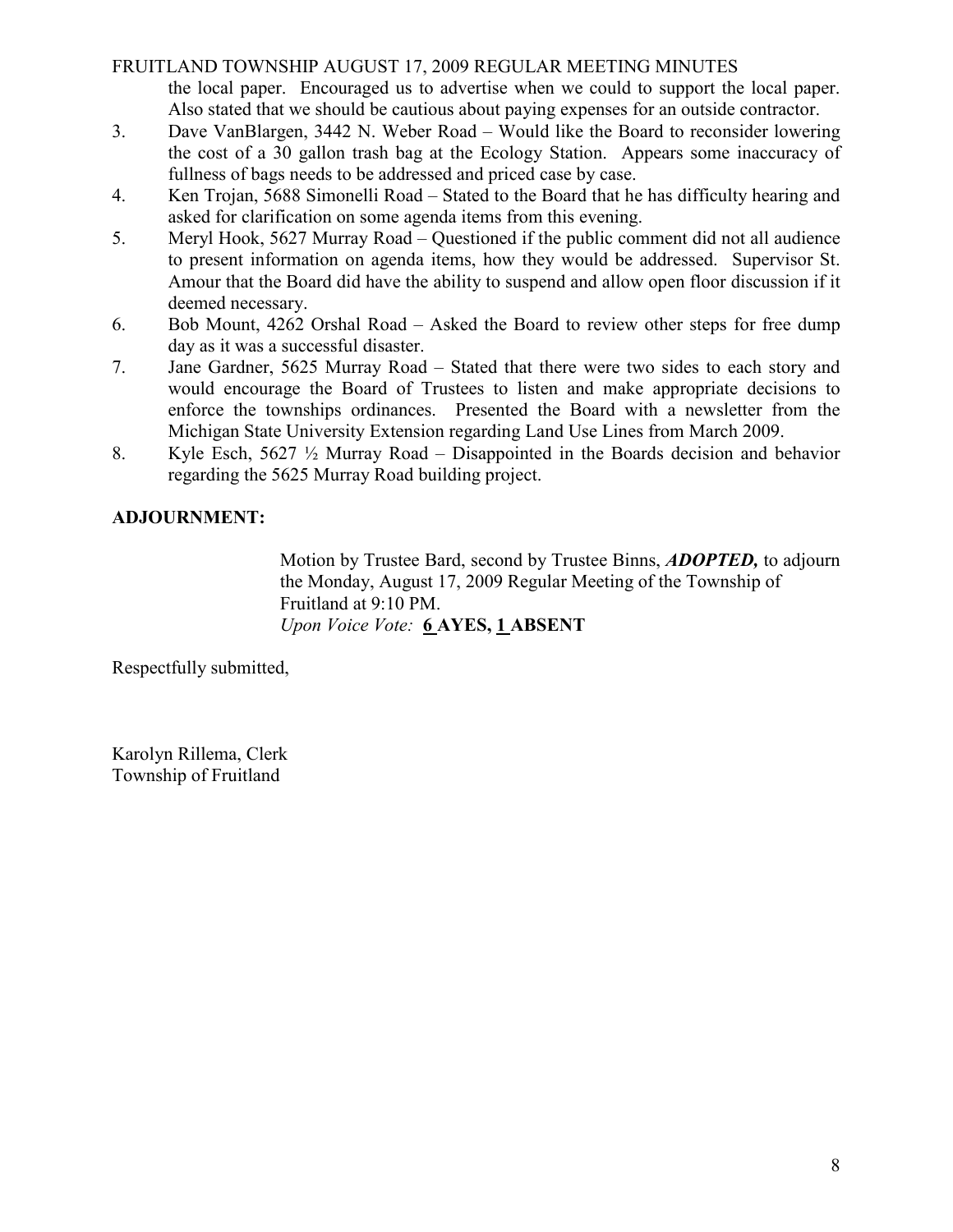the local paper. Encouraged us to advertise when we could to support the local paper. Also stated that we should be cautious about paying expenses for an outside contractor.

3. Dave VanBlargen, 3442 N. Weber Road – Would like the Board to reconsider lowering the cost of a 30 gallon trash bag at the Ecology Station. Appears some inaccuracy of fullness of bags needs to be addressed and priced case by case.
4. Ken Trojan, 5688 Simonelli Road – Stated to the Board that he has difficulty hearing and asked for clarification on some agenda items from this evening.
5. Meryl Hook, 5627 Murray Road – Questioned if the public comment did not all audience to present information on agenda items, how they would be addressed. Supervisor St. Amour that the Board did have the ability to suspend and allow open floor discussion if it deemed necessary.
6. Bob Mount, 4262 Orshal Road – Asked the Board to review other steps for free dump day as it was a successful disaster.
7. Jane Gardner, 5625 Murray Road – Stated that there were two sides to each story and would encourage the Board of Trustees to listen and make appropriate decisions to enforce the townships ordinances. Presented the Board with a newsletter from the Michigan State University Extension regarding Land Use Lines from March 2009.
8. Kyle Esch, 5627 ½ Murray Road – Disappointed in the Boards decision and behavior regarding the 5625 Murray Road building project.

**ADJOURNMENT:**

Motion by Trustee Bard, second by Trustee Binns, ***ADOPTED,*** to adjourn the Monday, August 17, 2009 Regular Meeting of the Township of Fruitland at 9:10 PM.
*Upon Voice Vote:* **6 AYES, 1 ABSENT**

Respectfully submitted,

Karolyn Rillema, Clerk
Township of Fruitland